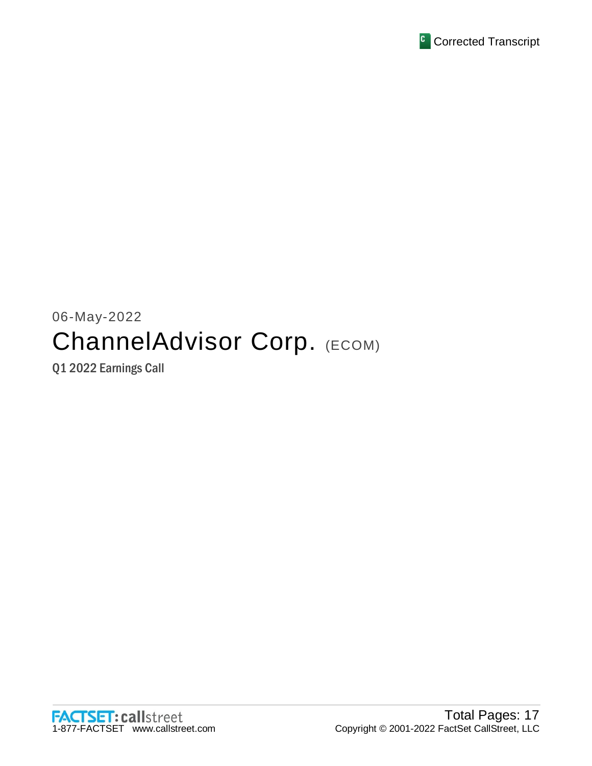Corrected Transcript

06-May-2022

# ChannelAdvisor Corp. (ECOM)

Q1 2022 Earnings Call

FACTSET: callstreet
1-877-FACTSET www.callstreet.com

Total Pages: 17
Copyright © 2001-2022 FactSet CallStreet, LLC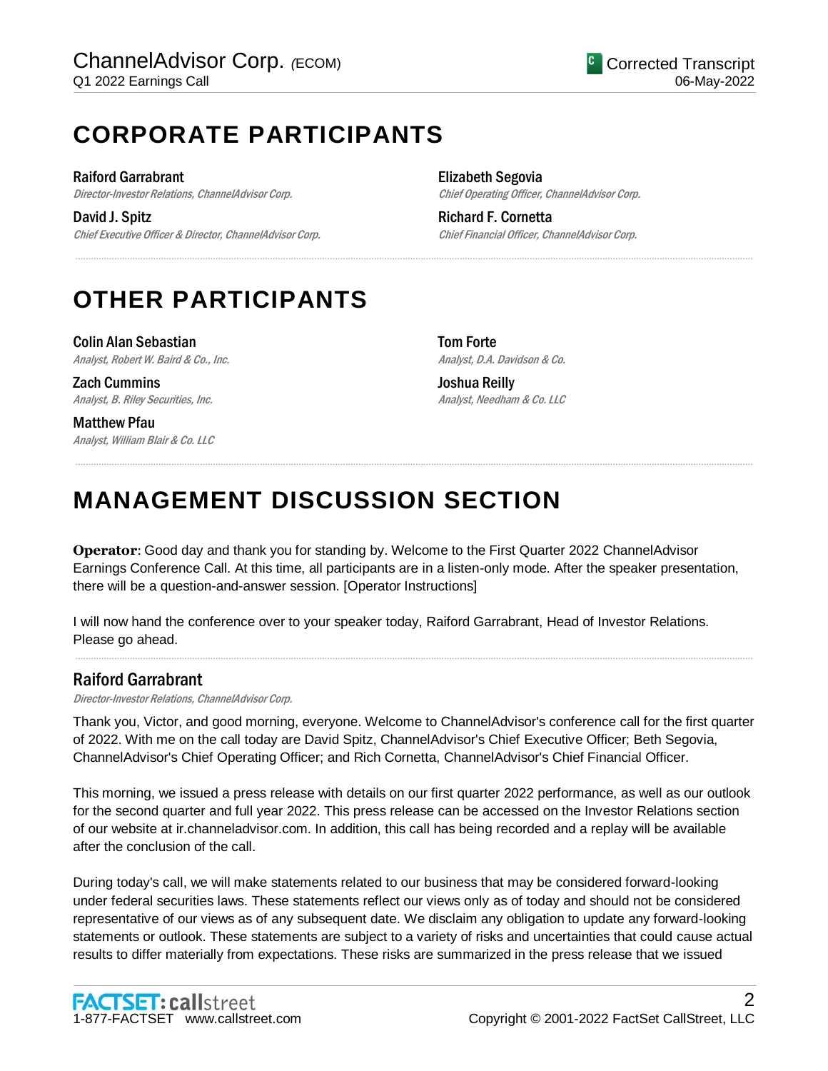# CORPORATE PARTICIPANTS

**Raiford Garrabrant**
*Director-Investor Relations, ChannelAdvisor Corp.*

**David J. Spitz**
*Chief Executive Officer & Director, ChannelAdvisor Corp.*

**Elizabeth Segovia**
*Chief Operating Officer, ChannelAdvisor Corp.*

**Richard F. Cornetta**
*Chief Financial Officer, ChannelAdvisor Corp.*

# OTHER PARTICIPANTS

**Colin Alan Sebastian**
*Analyst, Robert W. Baird & Co., Inc.*

**Zach Cummins**
*Analyst, B. Riley Securities, Inc.*

**Matthew Pfau**
*Analyst, William Blair & Co. LLC*

**Tom Forte**
*Analyst, D.A. Davidson & Co.*

**Joshua Reilly**
*Analyst, Needham & Co. LLC*

# MANAGEMENT DISCUSSION SECTION

**Operator**: Good day and thank you for standing by. Welcome to the First Quarter 2022 ChannelAdvisor Earnings Conference Call. At this time, all participants are in a listen-only mode. After the speaker presentation, there will be a question-and-answer session. [Operator Instructions]

I will now hand the conference over to your speaker today, Raiford Garrabrant, Head of Investor Relations. Please go ahead.

## Raiford Garrabrant

*Director-Investor Relations, ChannelAdvisor Corp.*

Thank you, Victor, and good morning, everyone. Welcome to ChannelAdvisor's conference call for the first quarter of 2022. With me on the call today are David Spitz, ChannelAdvisor's Chief Executive Officer; Beth Segovia, ChannelAdvisor's Chief Operating Officer; and Rich Cornetta, ChannelAdvisor's Chief Financial Officer.

This morning, we issued a press release with details on our first quarter 2022 performance, as well as our outlook for the second quarter and full year 2022. This press release can be accessed on the Investor Relations section of our website at ir.channeladvisor.com. In addition, this call has being recorded and a replay will be available after the conclusion of the call.

During today's call, we will make statements related to our business that may be considered forward-looking under federal securities laws. These statements reflect our views only as of today and should not be considered representative of our views as of any subsequent date. We disclaim any obligation to update any forward-looking statements or outlook. These statements are subject to a variety of risks and uncertainties that could cause actual results to differ materially from expectations. These risks are summarized in the press release that we issued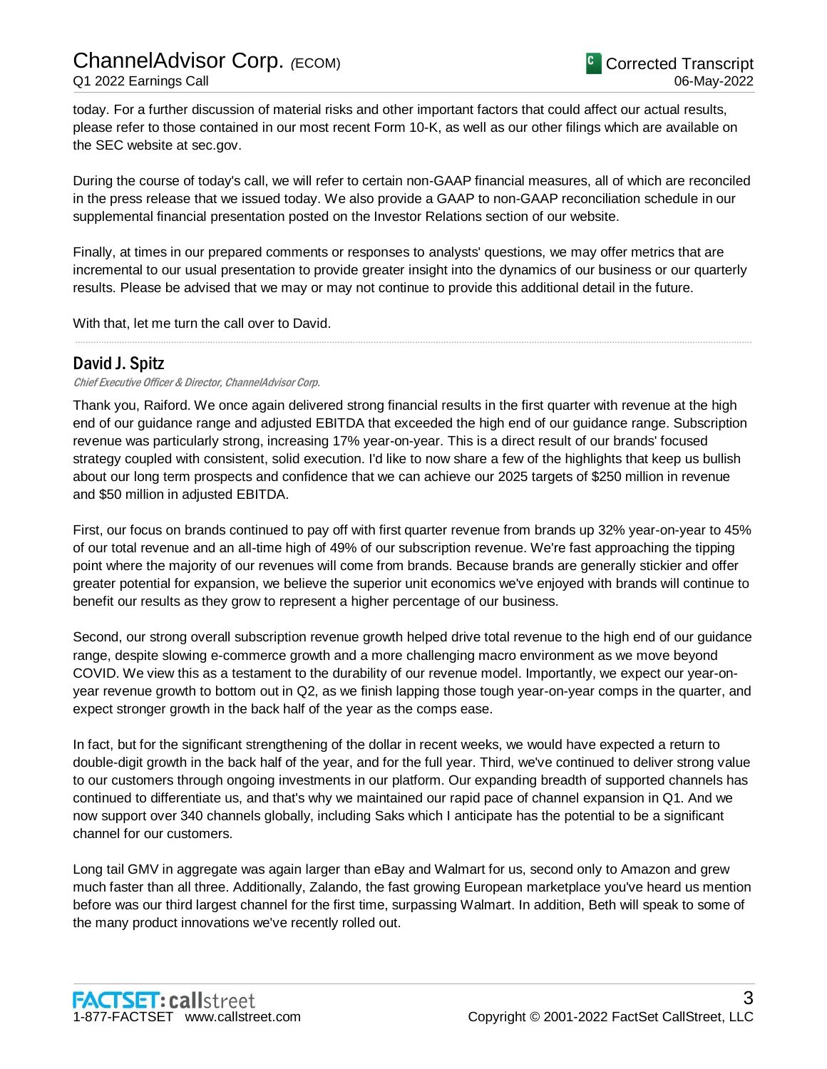today. For a further discussion of material risks and other important factors that could affect our actual results, please refer to those contained in our most recent Form 10-K, as well as our other filings which are available on the SEC website at sec.gov.

During the course of today's call, we will refer to certain non-GAAP financial measures, all of which are reconciled in the press release that we issued today. We also provide a GAAP to non-GAAP reconciliation schedule in our supplemental financial presentation posted on the Investor Relations section of our website.

Finally, at times in our prepared comments or responses to analysts' questions, we may offer metrics that are incremental to our usual presentation to provide greater insight into the dynamics of our business or our quarterly results. Please be advised that we may or may not continue to provide this additional detail in the future.

With that, let me turn the call over to David.

---

## David J. Spitz

*Chief Executive Officer & Director, ChannelAdvisor Corp.*

Thank you, Raiford. We once again delivered strong financial results in the first quarter with revenue at the high end of our guidance range and adjusted EBITDA that exceeded the high end of our guidance range. Subscription revenue was particularly strong, increasing 17% year-on-year. This is a direct result of our brands' focused strategy coupled with consistent, solid execution. I'd like to now share a few of the highlights that keep us bullish about our long term prospects and confidence that we can achieve our 2025 targets of $250 million in revenue and $50 million in adjusted EBITDA.

First, our focus on brands continued to pay off with first quarter revenue from brands up 32% year-on-year to 45% of our total revenue and an all-time high of 49% of our subscription revenue. We're fast approaching the tipping point where the majority of our revenues will come from brands. Because brands are generally stickier and offer greater potential for expansion, we believe the superior unit economics we've enjoyed with brands will continue to benefit our results as they grow to represent a higher percentage of our business.

Second, our strong overall subscription revenue growth helped drive total revenue to the high end of our guidance range, despite slowing e-commerce growth and a more challenging macro environment as we move beyond COVID. We view this as a testament to the durability of our revenue model. Importantly, we expect our year-on-year revenue growth to bottom out in Q2, as we finish lapping those tough year-on-year comps in the quarter, and expect stronger growth in the back half of the year as the comps ease.

In fact, but for the significant strengthening of the dollar in recent weeks, we would have expected a return to double-digit growth in the back half of the year, and for the full year. Third, we've continued to deliver strong value to our customers through ongoing investments in our platform. Our expanding breadth of supported channels has continued to differentiate us, and that's why we maintained our rapid pace of channel expansion in Q1. And we now support over 340 channels globally, including Saks which I anticipate has the potential to be a significant channel for our customers.

Long tail GMV in aggregate was again larger than eBay and Walmart for us, second only to Amazon and grew much faster than all three. Additionally, Zalando, the fast growing European marketplace you've heard us mention before was our third largest channel for the first time, surpassing Walmart. In addition, Beth will speak to some of the many product innovations we've recently rolled out.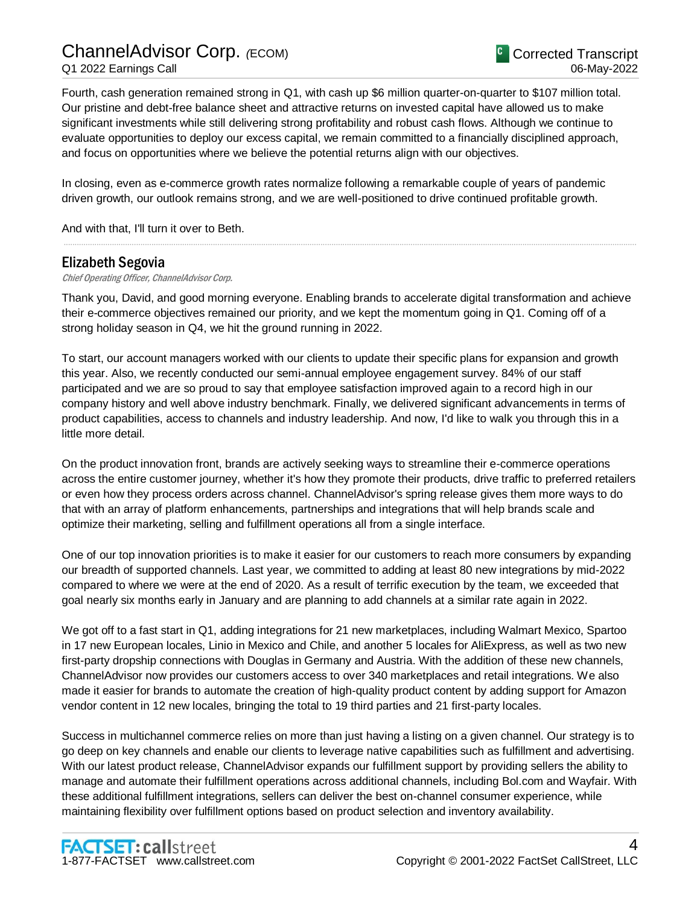Fourth, cash generation remained strong in Q1, with cash up $6 million quarter-on-quarter to $107 million total. Our pristine and debt-free balance sheet and attractive returns on invested capital have allowed us to make significant investments while still delivering strong profitability and robust cash flows. Although we continue to evaluate opportunities to deploy our excess capital, we remain committed to a financially disciplined approach, and focus on opportunities where we believe the potential returns align with our objectives.

In closing, even as e-commerce growth rates normalize following a remarkable couple of years of pandemic driven growth, our outlook remains strong, and we are well-positioned to drive continued profitable growth.

And with that, I'll turn it over to Beth.

---

## Elizabeth Segovia

*Chief Operating Officer, ChannelAdvisor Corp.*

Thank you, David, and good morning everyone. Enabling brands to accelerate digital transformation and achieve their e-commerce objectives remained our priority, and we kept the momentum going in Q1. Coming off of a strong holiday season in Q4, we hit the ground running in 2022.

To start, our account managers worked with our clients to update their specific plans for expansion and growth this year. Also, we recently conducted our semi-annual employee engagement survey. 84% of our staff participated and we are so proud to say that employee satisfaction improved again to a record high in our company history and well above industry benchmark. Finally, we delivered significant advancements in terms of product capabilities, access to channels and industry leadership. And now, I'd like to walk you through this in a little more detail.

On the product innovation front, brands are actively seeking ways to streamline their e-commerce operations across the entire customer journey, whether it's how they promote their products, drive traffic to preferred retailers or even how they process orders across channel. ChannelAdvisor's spring release gives them more ways to do that with an array of platform enhancements, partnerships and integrations that will help brands scale and optimize their marketing, selling and fulfillment operations all from a single interface.

One of our top innovation priorities is to make it easier for our customers to reach more consumers by expanding our breadth of supported channels. Last year, we committed to adding at least 80 new integrations by mid-2022 compared to where we were at the end of 2020. As a result of terrific execution by the team, we exceeded that goal nearly six months early in January and are planning to add channels at a similar rate again in 2022.

We got off to a fast start in Q1, adding integrations for 21 new marketplaces, including Walmart Mexico, Spartoo in 17 new European locales, Linio in Mexico and Chile, and another 5 locales for AliExpress, as well as two new first-party dropship connections with Douglas in Germany and Austria. With the addition of these new channels, ChannelAdvisor now provides our customers access to over 340 marketplaces and retail integrations. We also made it easier for brands to automate the creation of high-quality product content by adding support for Amazon vendor content in 12 new locales, bringing the total to 19 third parties and 21 first-party locales.

Success in multichannel commerce relies on more than just having a listing on a given channel. Our strategy is to go deep on key channels and enable our clients to leverage native capabilities such as fulfillment and advertising. With our latest product release, ChannelAdvisor expands our fulfillment support by providing sellers the ability to manage and automate their fulfillment operations across additional channels, including Bol.com and Wayfair. With these additional fulfillment integrations, sellers can deliver the best on-channel consumer experience, while maintaining flexibility over fulfillment options based on product selection and inventory availability.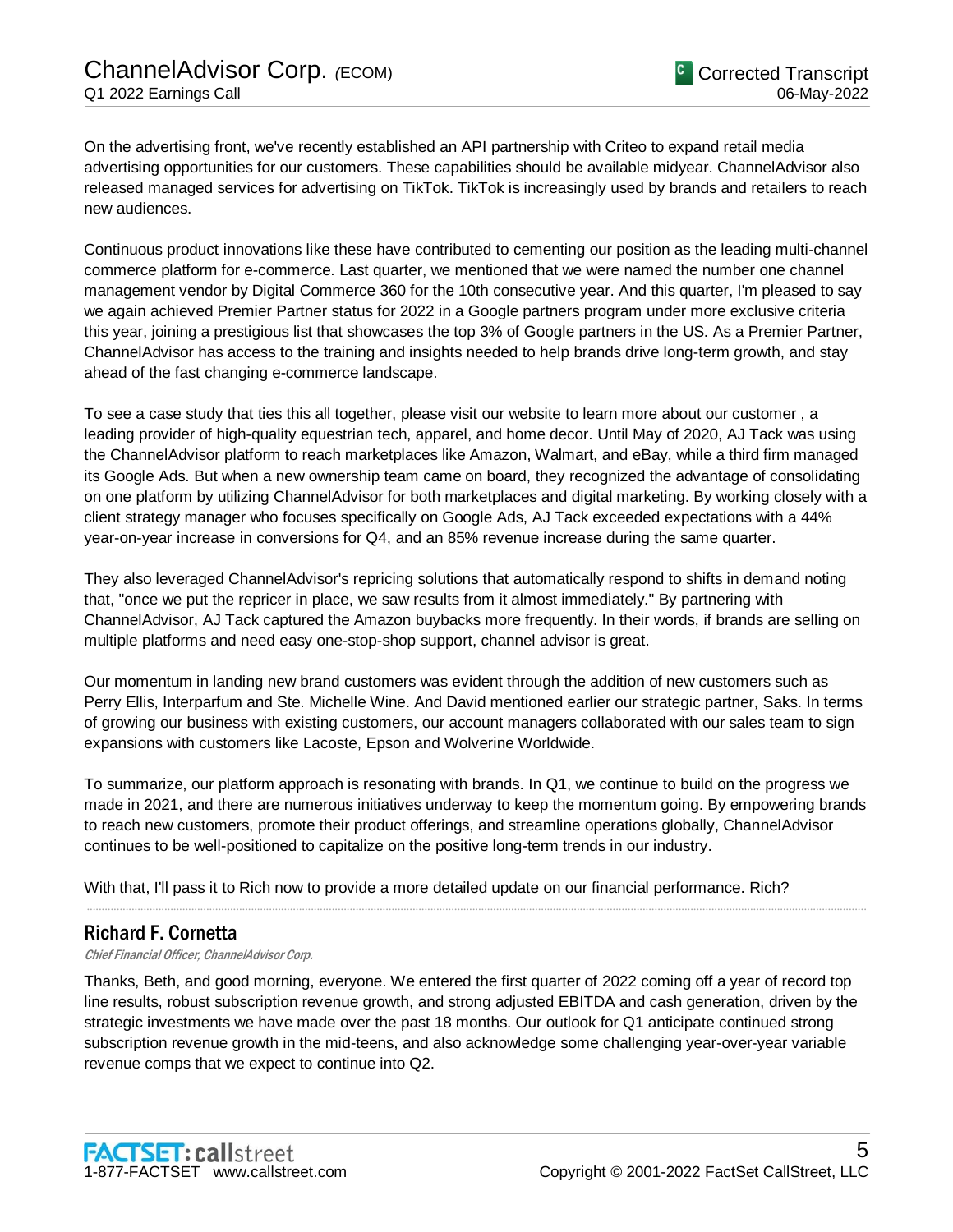On the advertising front, we've recently established an API partnership with Criteo to expand retail media advertising opportunities for our customers. These capabilities should be available midyear. ChannelAdvisor also released managed services for advertising on TikTok. TikTok is increasingly used by brands and retailers to reach new audiences.

Continuous product innovations like these have contributed to cementing our position as the leading multi-channel commerce platform for e-commerce. Last quarter, we mentioned that we were named the number one channel management vendor by Digital Commerce 360 for the 10th consecutive year. And this quarter, I'm pleased to say we again achieved Premier Partner status for 2022 in a Google partners program under more exclusive criteria this year, joining a prestigious list that showcases the top 3% of Google partners in the US. As a Premier Partner, ChannelAdvisor has access to the training and insights needed to help brands drive long-term growth, and stay ahead of the fast changing e-commerce landscape.

To see a case study that ties this all together, please visit our website to learn more about our customer , a leading provider of high-quality equestrian tech, apparel, and home decor. Until May of 2020, AJ Tack was using the ChannelAdvisor platform to reach marketplaces like Amazon, Walmart, and eBay, while a third firm managed its Google Ads. But when a new ownership team came on board, they recognized the advantage of consolidating on one platform by utilizing ChannelAdvisor for both marketplaces and digital marketing. By working closely with a client strategy manager who focuses specifically on Google Ads, AJ Tack exceeded expectations with a 44% year-on-year increase in conversions for Q4, and an 85% revenue increase during the same quarter.

They also leveraged ChannelAdvisor's repricing solutions that automatically respond to shifts in demand noting that, "once we put the repricer in place, we saw results from it almost immediately." By partnering with ChannelAdvisor, AJ Tack captured the Amazon buybacks more frequently. In their words, if brands are selling on multiple platforms and need easy one-stop-shop support, channel advisor is great.

Our momentum in landing new brand customers was evident through the addition of new customers such as Perry Ellis, Interparfum and Ste. Michelle Wine. And David mentioned earlier our strategic partner, Saks. In terms of growing our business with existing customers, our account managers collaborated with our sales team to sign expansions with customers like Lacoste, Epson and Wolverine Worldwide.

To summarize, our platform approach is resonating with brands. In Q1, we continue to build on the progress we made in 2021, and there are numerous initiatives underway to keep the momentum going. By empowering brands to reach new customers, promote their product offerings, and streamline operations globally, ChannelAdvisor continues to be well-positioned to capitalize on the positive long-term trends in our industry.

With that, I'll pass it to Rich now to provide a more detailed update on our financial performance. Rich?

## Richard F. Cornetta

*Chief Financial Officer, ChannelAdvisor Corp.*

Thanks, Beth, and good morning, everyone. We entered the first quarter of 2022 coming off a year of record top line results, robust subscription revenue growth, and strong adjusted EBITDA and cash generation, driven by the strategic investments we have made over the past 18 months. Our outlook for Q1 anticipate continued strong subscription revenue growth in the mid-teens, and also acknowledge some challenging year-over-year variable revenue comps that we expect to continue into Q2.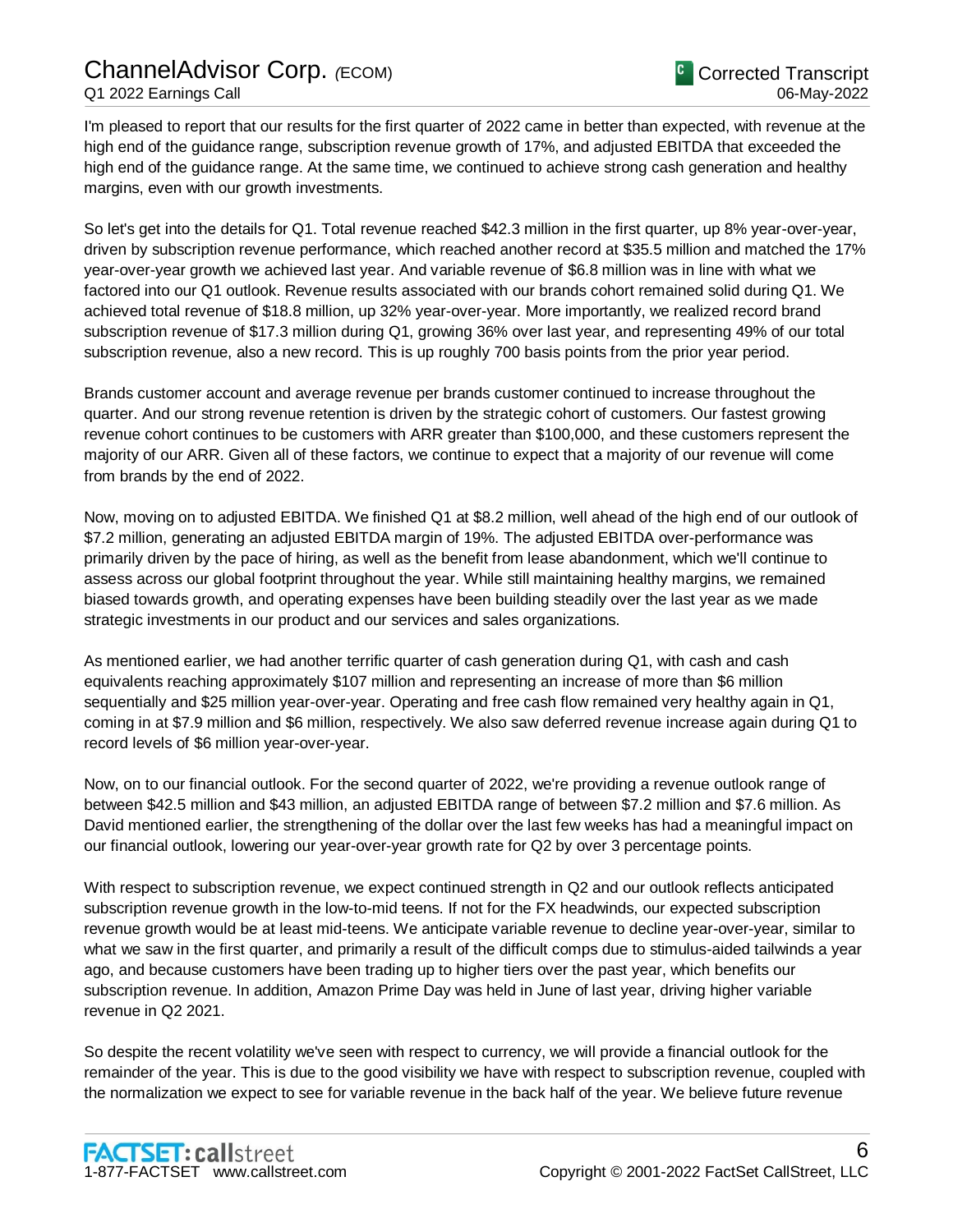I'm pleased to report that our results for the first quarter of 2022 came in better than expected, with revenue at the high end of the guidance range, subscription revenue growth of 17%, and adjusted EBITDA that exceeded the high end of the guidance range. At the same time, we continued to achieve strong cash generation and healthy margins, even with our growth investments.

So let's get into the details for Q1. Total revenue reached $42.3 million in the first quarter, up 8% year-over-year, driven by subscription revenue performance, which reached another record at $35.5 million and matched the 17% year-over-year growth we achieved last year. And variable revenue of $6.8 million was in line with what we factored into our Q1 outlook. Revenue results associated with our brands cohort remained solid during Q1. We achieved total revenue of $18.8 million, up 32% year-over-year. More importantly, we realized record brand subscription revenue of $17.3 million during Q1, growing 36% over last year, and representing 49% of our total subscription revenue, also a new record. This is up roughly 700 basis points from the prior year period.

Brands customer account and average revenue per brands customer continued to increase throughout the quarter. And our strong revenue retention is driven by the strategic cohort of customers. Our fastest growing revenue cohort continues to be customers with ARR greater than $100,000, and these customers represent the majority of our ARR. Given all of these factors, we continue to expect that a majority of our revenue will come from brands by the end of 2022.

Now, moving on to adjusted EBITDA. We finished Q1 at $8.2 million, well ahead of the high end of our outlook of $7.2 million, generating an adjusted EBITDA margin of 19%. The adjusted EBITDA over-performance was primarily driven by the pace of hiring, as well as the benefit from lease abandonment, which we'll continue to assess across our global footprint throughout the year. While still maintaining healthy margins, we remained biased towards growth, and operating expenses have been building steadily over the last year as we made strategic investments in our product and our services and sales organizations.

As mentioned earlier, we had another terrific quarter of cash generation during Q1, with cash and cash equivalents reaching approximately $107 million and representing an increase of more than $6 million sequentially and $25 million year-over-year. Operating and free cash flow remained very healthy again in Q1, coming in at $7.9 million and $6 million, respectively. We also saw deferred revenue increase again during Q1 to record levels of $6 million year-over-year.

Now, on to our financial outlook. For the second quarter of 2022, we're providing a revenue outlook range of between $42.5 million and $43 million, an adjusted EBITDA range of between $7.2 million and $7.6 million. As David mentioned earlier, the strengthening of the dollar over the last few weeks has had a meaningful impact on our financial outlook, lowering our year-over-year growth rate for Q2 by over 3 percentage points.

With respect to subscription revenue, we expect continued strength in Q2 and our outlook reflects anticipated subscription revenue growth in the low-to-mid teens. If not for the FX headwinds, our expected subscription revenue growth would be at least mid-teens. We anticipate variable revenue to decline year-over-year, similar to what we saw in the first quarter, and primarily a result of the difficult comps due to stimulus-aided tailwinds a year ago, and because customers have been trading up to higher tiers over the past year, which benefits our subscription revenue. In addition, Amazon Prime Day was held in June of last year, driving higher variable revenue in Q2 2021.

So despite the recent volatility we've seen with respect to currency, we will provide a financial outlook for the remainder of the year. This is due to the good visibility we have with respect to subscription revenue, coupled with the normalization we expect to see for variable revenue in the back half of the year. We believe future revenue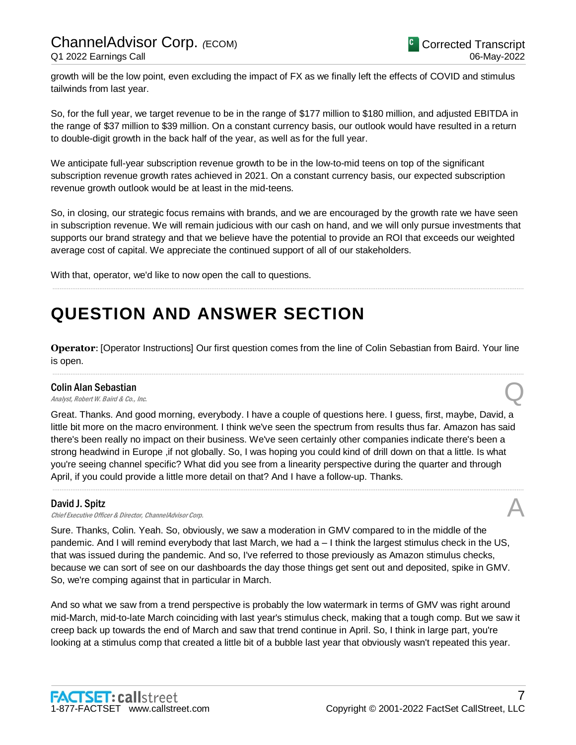growth will be the low point, even excluding the impact of FX as we finally left the effects of COVID and stimulus tailwinds from last year.

So, for the full year, we target revenue to be in the range of $177 million to $180 million, and adjusted EBITDA in the range of $37 million to $39 million. On a constant currency basis, our outlook would have resulted in a return to double-digit growth in the back half of the year, as well as for the full year.

We anticipate full-year subscription revenue growth to be in the low-to-mid teens on top of the significant subscription revenue growth rates achieved in 2021. On a constant currency basis, our expected subscription revenue growth outlook would be at least in the mid-teens.

So, in closing, our strategic focus remains with brands, and we are encouraged by the growth rate we have seen in subscription revenue. We will remain judicious with our cash on hand, and we will only pursue investments that supports our brand strategy and that we believe have the potential to provide an ROI that exceeds our weighted average cost of capital. We appreciate the continued support of all of our stakeholders.

With that, operator, we'd like to now open the call to questions.

# QUESTION AND ANSWER SECTION

**Operator**: [Operator Instructions] Our first question comes from the line of Colin Sebastian from Baird. Your line is open.

**Colin Alan Sebastian**
*Analyst, Robert W. Baird & Co., Inc.*

Q

Great. Thanks. And good morning, everybody. I have a couple of questions here. I guess, first, maybe, David, a little bit more on the macro environment. I think we've seen the spectrum from results thus far. Amazon has said there's been really no impact on their business. We've seen certainly other companies indicate there's been a strong headwind in Europe ,if not globally. So, I was hoping you could kind of drill down on that a little. Is what you're seeing channel specific? What did you see from a linearity perspective during the quarter and through April, if you could provide a little more detail on that? And I have a follow-up. Thanks.

**David J. Spitz**
*Chief Executive Officer & Director, ChannelAdvisor Corp.*

A

Sure. Thanks, Colin. Yeah. So, obviously, we saw a moderation in GMV compared to in the middle of the pandemic. And I will remind everybody that last March, we had a – I think the largest stimulus check in the US, that was issued during the pandemic. And so, I've referred to those previously as Amazon stimulus checks, because we can sort of see on our dashboards the day those things get sent out and deposited, spike in GMV. So, we're comping against that in particular in March.

And so what we saw from a trend perspective is probably the low watermark in terms of GMV was right around mid-March, mid-to-late March coinciding with last year's stimulus check, making that a tough comp. But we saw it creep back up towards the end of March and saw that trend continue in April. So, I think in large part, you're looking at a stimulus comp that created a little bit of a bubble last year that obviously wasn't repeated this year.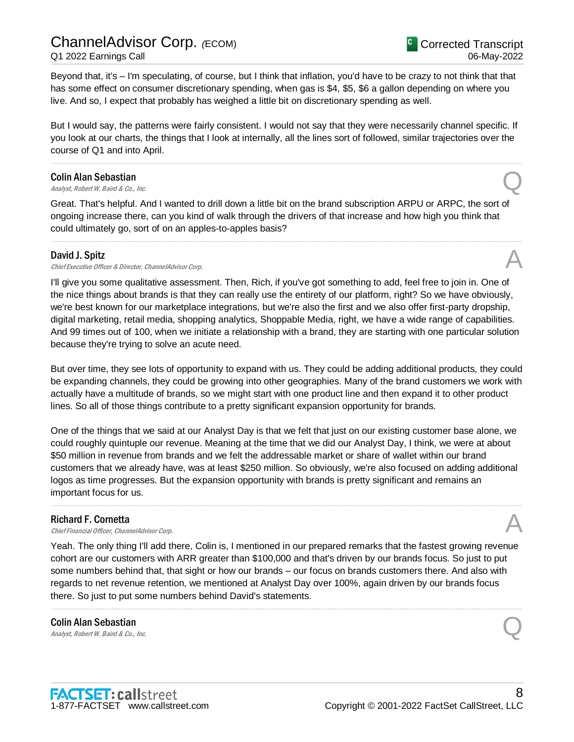Beyond that, it's – I'm speculating, of course, but I think that inflation, you'd have to be crazy to not think that that has some effect on consumer discretionary spending, when gas is $4, $5, $6 a gallon depending on where you live. And so, I expect that probably has weighed a little bit on discretionary spending as well.

But I would say, the patterns were fairly consistent. I would not say that they were necessarily channel specific. If you look at our charts, the things that I look at internally, all the lines sort of followed, similar trajectories over the course of Q1 and into April.

---

**Colin Alan Sebastian**
*Analyst, Robert W. Baird & Co., Inc.* **Q**

Great. That's helpful. And I wanted to drill down a little bit on the brand subscription ARPU or ARPC, the sort of ongoing increase there, can you kind of walk through the drivers of that increase and how high you think that could ultimately go, sort of on an apples-to-apples basis?

---

**David J. Spitz**
*Chief Executive Officer & Director, ChannelAdvisor Corp.* **A**

I'll give you some qualitative assessment. Then, Rich, if you've got something to add, feel free to join in. One of the nice things about brands is that they can really use the entirety of our platform, right? So we have obviously, we're best known for our marketplace integrations, but we're also the first and we also offer first-party dropship, digital marketing, retail media, shopping analytics, Shoppable Media, right, we have a wide range of capabilities. And 99 times out of 100, when we initiate a relationship with a brand, they are starting with one particular solution because they're trying to solve an acute need.

But over time, they see lots of opportunity to expand with us. They could be adding additional products, they could be expanding channels, they could be growing into other geographies. Many of the brand customers we work with actually have a multitude of brands, so we might start with one product line and then expand it to other product lines. So all of those things contribute to a pretty significant expansion opportunity for brands.

One of the things that we said at our Analyst Day is that we felt that just on our existing customer base alone, we could roughly quintuple our revenue. Meaning at the time that we did our Analyst Day, I think, we were at about $50 million in revenue from brands and we felt the addressable market or share of wallet within our brand customers that we already have, was at least $250 million. So obviously, we're also focused on adding additional logos as time progresses. But the expansion opportunity with brands is pretty significant and remains an important focus for us.

---

**Richard F. Cornetta**
*Chief Financial Officer, ChannelAdvisor Corp.* **A**

Yeah. The only thing I'll add there, Colin, is, I mentioned in our prepared remarks that the fastest growing revenue cohort are our customers with ARR greater than $100,000 and that's driven by our brands focus. So just to put some numbers behind that, that sight or how our brands – our focus on brands customers there. And also with regards to net revenue retention, we mentioned at Analyst Day over 100%, again driven by our brands focus there. So just to put some numbers behind David's statements.

---

**Colin Alan Sebastian**
*Analyst, Robert W. Baird & Co., Inc.* **Q**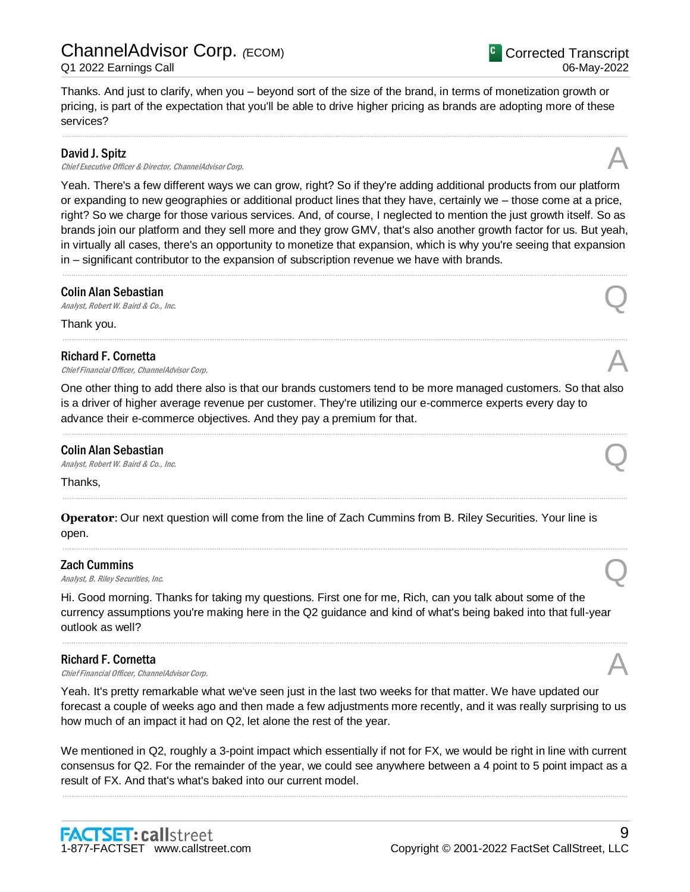Thanks. And just to clarify, when you – beyond sort of the size of the brand, in terms of monetization growth or pricing, is part of the expectation that you'll be able to drive higher pricing as brands are adopting more of these services?

---

**David J. Spitz**
*Chief Executive Officer & Director, ChannelAdvisor Corp.*

A

Yeah. There's a few different ways we can grow, right? So if they're adding additional products from our platform or expanding to new geographies or additional product lines that they have, certainly we – those come at a price, right? So we charge for those various services. And, of course, I neglected to mention the just growth itself. So as brands join our platform and they sell more and they grow GMV, that's also another growth factor for us. But yeah, in virtually all cases, there's an opportunity to monetize that expansion, which is why you're seeing that expansion in – significant contributor to the expansion of subscription revenue we have with brands.

---

**Colin Alan Sebastian**
*Analyst, Robert W. Baird & Co., Inc.*

Q

Thank you.

---

**Richard F. Cornetta**
*Chief Financial Officer, ChannelAdvisor Corp.*

A

One other thing to add there also is that our brands customers tend to be more managed customers. So that also is a driver of higher average revenue per customer. They're utilizing our e-commerce experts every day to advance their e-commerce objectives. And they pay a premium for that.

---

**Colin Alan Sebastian**
*Analyst, Robert W. Baird & Co., Inc.*

Q

Thanks,

---

**Operator**: Our next question will come from the line of Zach Cummins from B. Riley Securities. Your line is open.

---

**Zach Cummins**
*Analyst, B. Riley Securities, Inc.*

Q

Hi. Good morning. Thanks for taking my questions. First one for me, Rich, can you talk about some of the currency assumptions you're making here in the Q2 guidance and kind of what's being baked into that full-year outlook as well?

---

**Richard F. Cornetta**
*Chief Financial Officer, ChannelAdvisor Corp.*

A

Yeah. It's pretty remarkable what we've seen just in the last two weeks for that matter. We have updated our forecast a couple of weeks ago and then made a few adjustments more recently, and it was really surprising to us how much of an impact it had on Q2, let alone the rest of the year.

We mentioned in Q2, roughly a 3-point impact which essentially if not for FX, we would be right in line with current consensus for Q2. For the remainder of the year, we could see anywhere between a 4 point to 5 point impact as a result of FX. And that's what's baked into our current model.

---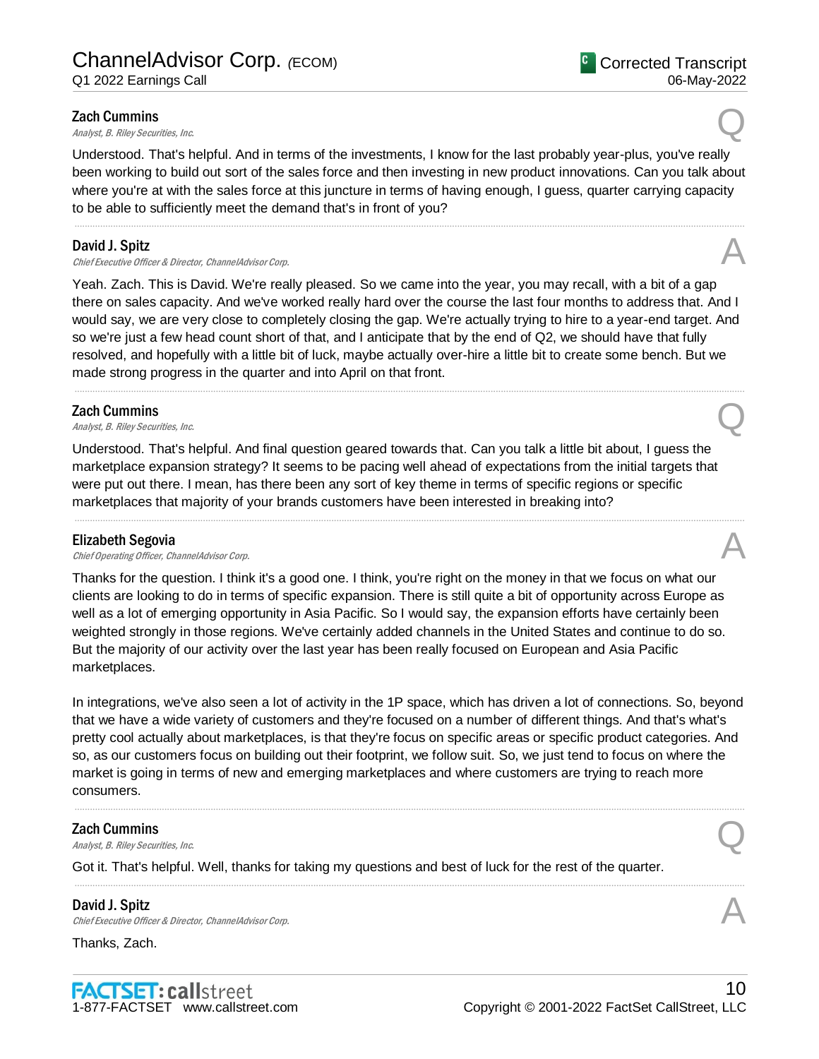**Zach Cummins**
*Analyst, B. Riley Securities, Inc.*

Q

Understood. That's helpful. And in terms of the investments, I know for the last probably year-plus, you've really been working to build out sort of the sales force and then investing in new product innovations. Can you talk about where you're at with the sales force at this juncture in terms of having enough, I guess, quarter carrying capacity to be able to sufficiently meet the demand that's in front of you?

---

**David J. Spitz**
*Chief Executive Officer & Director, ChannelAdvisor Corp.*

A

Yeah. Zach. This is David. We're really pleased. So we came into the year, you may recall, with a bit of a gap there on sales capacity. And we've worked really hard over the course the last four months to address that. And I would say, we are very close to completely closing the gap. We're actually trying to hire to a year-end target. And so we're just a few head count short of that, and I anticipate that by the end of Q2, we should have that fully resolved, and hopefully with a little bit of luck, maybe actually over-hire a little bit to create some bench. But we made strong progress in the quarter and into April on that front.

---

**Zach Cummins**
*Analyst, B. Riley Securities, Inc.*

Q

Understood. That's helpful. And final question geared towards that. Can you talk a little bit about, I guess the marketplace expansion strategy? It seems to be pacing well ahead of expectations from the initial targets that were put out there. I mean, has there been any sort of key theme in terms of specific regions or specific marketplaces that majority of your brands customers have been interested in breaking into?

---

**Elizabeth Segovia**
*Chief Operating Officer, ChannelAdvisor Corp.*

A

Thanks for the question. I think it's a good one. I think, you're right on the money in that we focus on what our clients are looking to do in terms of specific expansion. There is still quite a bit of opportunity across Europe as well as a lot of emerging opportunity in Asia Pacific. So I would say, the expansion efforts have certainly been weighted strongly in those regions. We've certainly added channels in the United States and continue to do so. But the majority of our activity over the last year has been really focused on European and Asia Pacific marketplaces.

In integrations, we've also seen a lot of activity in the 1P space, which has driven a lot of connections. So, beyond that we have a wide variety of customers and they're focused on a number of different things. And that's what's pretty cool actually about marketplaces, is that they're focus on specific areas or specific product categories. And so, as our customers focus on building out their footprint, we follow suit. So, we just tend to focus on where the market is going in terms of new and emerging marketplaces and where customers are trying to reach more consumers.

---

**Zach Cummins**
*Analyst, B. Riley Securities, Inc.*

Q

Got it. That's helpful. Well, thanks for taking my questions and best of luck for the rest of the quarter.

---

**David J. Spitz**
*Chief Executive Officer & Director, ChannelAdvisor Corp.*

A

Thanks, Zach.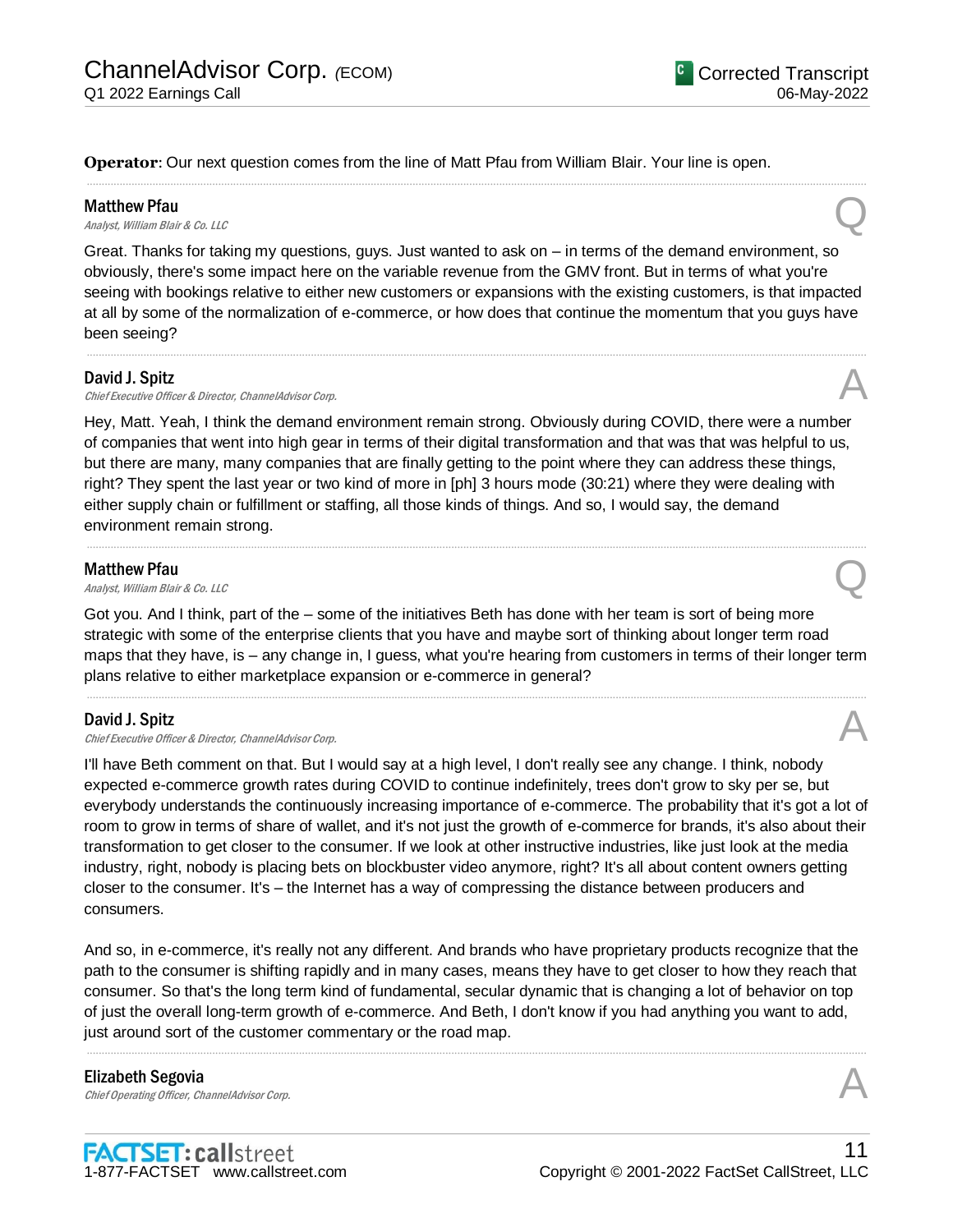**Operator**: Our next question comes from the line of Matt Pfau from William Blair. Your line is open.

---

**Matthew Pfau**
*Analyst, William Blair & Co. LLC*

Q

Great. Thanks for taking my questions, guys. Just wanted to ask on – in terms of the demand environment, so obviously, there's some impact here on the variable revenue from the GMV front. But in terms of what you're seeing with bookings relative to either new customers or expansions with the existing customers, is that impacted at all by some of the normalization of e-commerce, or how does that continue the momentum that you guys have been seeing?

---

**David J. Spitz**
*Chief Executive Officer & Director, ChannelAdvisor Corp.*

A

Hey, Matt. Yeah, I think the demand environment remain strong. Obviously during COVID, there were a number of companies that went into high gear in terms of their digital transformation and that was that was helpful to us, but there are many, many companies that are finally getting to the point where they can address these things, right? They spent the last year or two kind of more in [ph] 3 hours mode (30:21) where they were dealing with either supply chain or fulfillment or staffing, all those kinds of things. And so, I would say, the demand environment remain strong.

---

**Matthew Pfau**
*Analyst, William Blair & Co. LLC*

Q

Got you. And I think, part of the – some of the initiatives Beth has done with her team is sort of being more strategic with some of the enterprise clients that you have and maybe sort of thinking about longer term road maps that they have, is – any change in, I guess, what you're hearing from customers in terms of their longer term plans relative to either marketplace expansion or e-commerce in general?

---

**David J. Spitz**
*Chief Executive Officer & Director, ChannelAdvisor Corp.*

A

I'll have Beth comment on that. But I would say at a high level, I don't really see any change. I think, nobody expected e-commerce growth rates during COVID to continue indefinitely, trees don't grow to sky per se, but everybody understands the continuously increasing importance of e-commerce. The probability that it's got a lot of room to grow in terms of share of wallet, and it's not just the growth of e-commerce for brands, it's also about their transformation to get closer to the consumer. If we look at other instructive industries, like just look at the media industry, right, nobody is placing bets on blockbuster video anymore, right? It's all about content owners getting closer to the consumer. It's – the Internet has a way of compressing the distance between producers and consumers.

And so, in e-commerce, it's really not any different. And brands who have proprietary products recognize that the path to the consumer is shifting rapidly and in many cases, means they have to get closer to how they reach that consumer. So that's the long term kind of fundamental, secular dynamic that is changing a lot of behavior on top of just the overall long-term growth of e-commerce. And Beth, I don't know if you had anything you want to add, just around sort of the customer commentary or the road map.

---

**Elizabeth Segovia**
*Chief Operating Officer, ChannelAdvisor Corp.*

A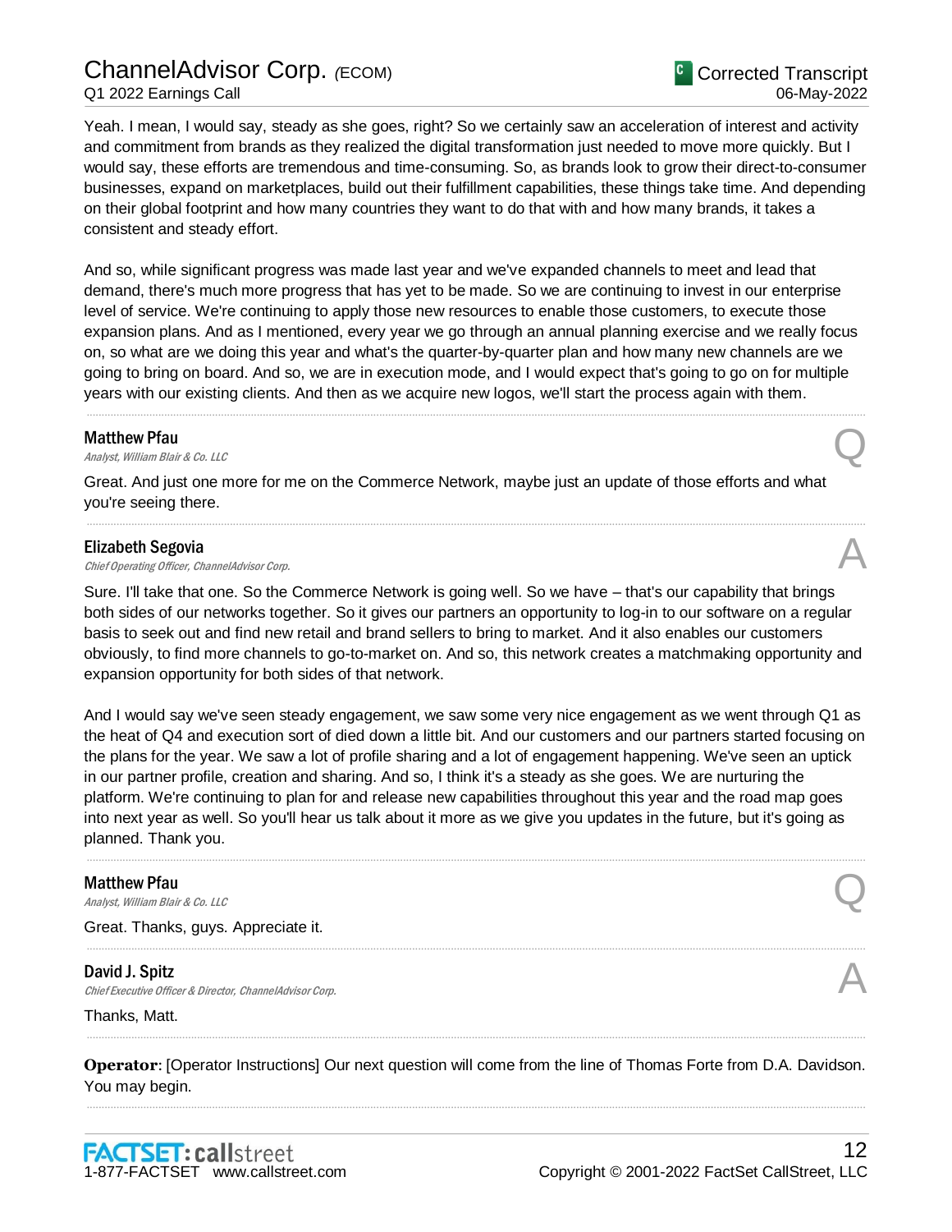Yeah. I mean, I would say, steady as she goes, right? So we certainly saw an acceleration of interest and activity and commitment from brands as they realized the digital transformation just needed to move more quickly. But I would say, these efforts are tremendous and time-consuming. So, as brands look to grow their direct-to-consumer businesses, expand on marketplaces, build out their fulfillment capabilities, these things take time. And depending on their global footprint and how many countries they want to do that with and how many brands, it takes a consistent and steady effort.

And so, while significant progress was made last year and we've expanded channels to meet and lead that demand, there's much more progress that has yet to be made. So we are continuing to invest in our enterprise level of service. We're continuing to apply those new resources to enable those customers, to execute those expansion plans. And as I mentioned, every year we go through an annual planning exercise and we really focus on, so what are we doing this year and what's the quarter-by-quarter plan and how many new channels are we going to bring on board. And so, we are in execution mode, and I would expect that's going to go on for multiple years with our existing clients. And then as we acquire new logos, we'll start the process again with them.

---

**Matthew Pfau**
*Analyst, William Blair & Co. LLC* — Q

Great. And just one more for me on the Commerce Network, maybe just an update of those efforts and what you're seeing there.

---

**Elizabeth Segovia**
*Chief Operating Officer, ChannelAdvisor Corp.* — A

Sure. I'll take that one. So the Commerce Network is going well. So we have – that's our capability that brings both sides of our networks together. So it gives our partners an opportunity to log-in to our software on a regular basis to seek out and find new retail and brand sellers to bring to market. And it also enables our customers obviously, to find more channels to go-to-market on. And so, this network creates a matchmaking opportunity and expansion opportunity for both sides of that network.

And I would say we've seen steady engagement, we saw some very nice engagement as we went through Q1 as the heat of Q4 and execution sort of died down a little bit. And our customers and our partners started focusing on the plans for the year. We saw a lot of profile sharing and a lot of engagement happening. We've seen an uptick in our partner profile, creation and sharing. And so, I think it's a steady as she goes. We are nurturing the platform. We're continuing to plan for and release new capabilities throughout this year and the road map goes into next year as well. So you'll hear us talk about it more as we give you updates in the future, but it's going as planned. Thank you.

---

**Matthew Pfau**
*Analyst, William Blair & Co. LLC* — Q

Great. Thanks, guys. Appreciate it.

---

**David J. Spitz**
*Chief Executive Officer & Director, ChannelAdvisor Corp.* — A

Thanks, Matt.

---

**Operator**: [Operator Instructions] Our next question will come from the line of Thomas Forte from D.A. Davidson. You may begin.

---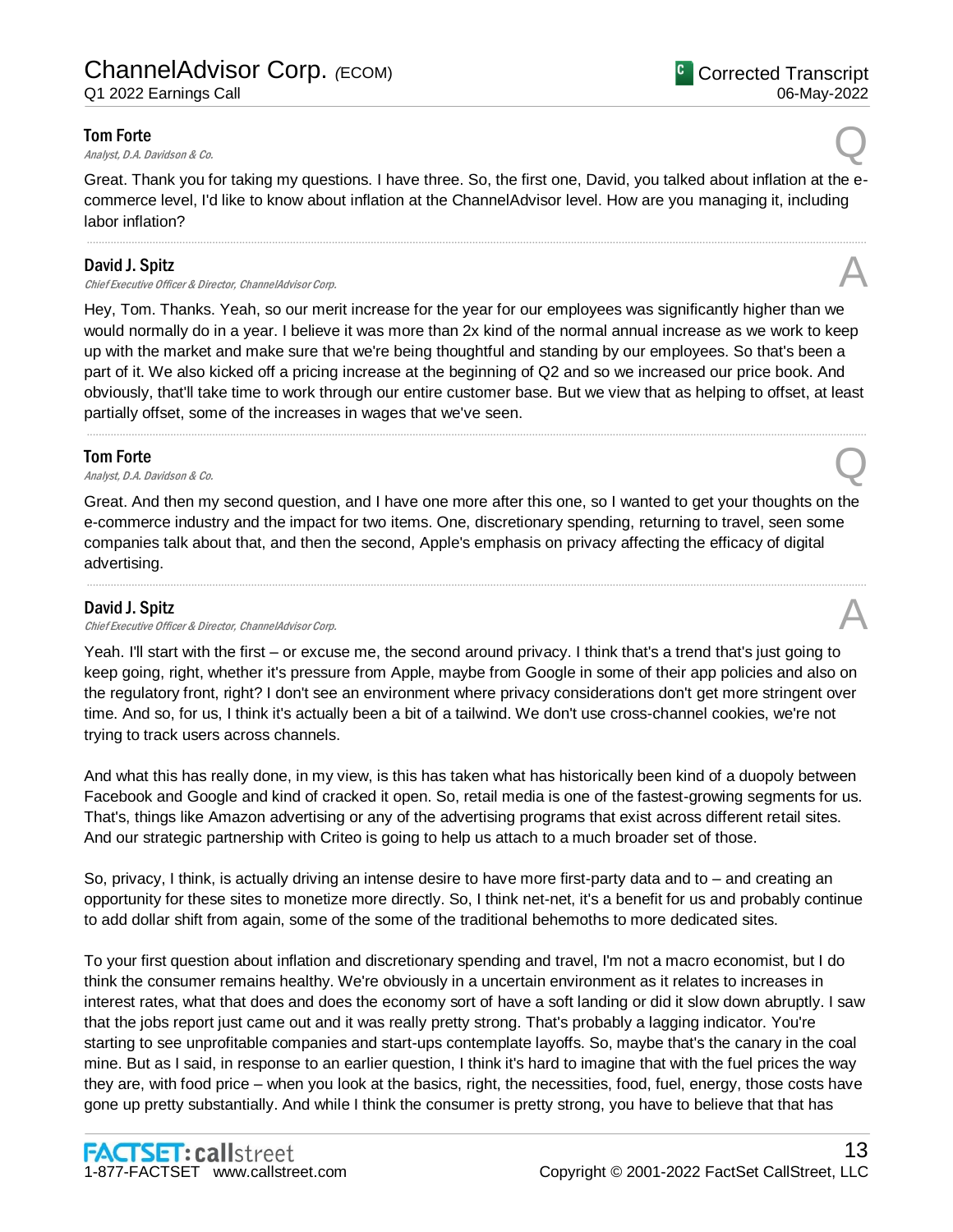**Tom Forte**
*Analyst, D.A. Davidson & Co.*

Q

Great. Thank you for taking my questions. I have three. So, the first one, David, you talked about inflation at the e-commerce level, I'd like to know about inflation at the ChannelAdvisor level. How are you managing it, including labor inflation?

---

**David J. Spitz**
*Chief Executive Officer & Director, ChannelAdvisor Corp.*

A

Hey, Tom. Thanks. Yeah, so our merit increase for the year for our employees was significantly higher than we would normally do in a year. I believe it was more than 2x kind of the normal annual increase as we work to keep up with the market and make sure that we're being thoughtful and standing by our employees. So that's been a part of it. We also kicked off a pricing increase at the beginning of Q2 and so we increased our price book. And obviously, that'll take time to work through our entire customer base. But we view that as helping to offset, at least partially offset, some of the increases in wages that we've seen.

---

**Tom Forte**
*Analyst, D.A. Davidson & Co.*

Q

Great. And then my second question, and I have one more after this one, so I wanted to get your thoughts on the e-commerce industry and the impact for two items. One, discretionary spending, returning to travel, seen some companies talk about that, and then the second, Apple's emphasis on privacy affecting the efficacy of digital advertising.

---

**David J. Spitz**
*Chief Executive Officer & Director, ChannelAdvisor Corp.*

A

Yeah. I'll start with the first – or excuse me, the second around privacy. I think that's a trend that's just going to keep going, right, whether it's pressure from Apple, maybe from Google in some of their app policies and also on the regulatory front, right? I don't see an environment where privacy considerations don't get more stringent over time. And so, for us, I think it's actually been a bit of a tailwind. We don't use cross-channel cookies, we're not trying to track users across channels.

And what this has really done, in my view, is this has taken what has historically been kind of a duopoly between Facebook and Google and kind of cracked it open. So, retail media is one of the fastest-growing segments for us. That's, things like Amazon advertising or any of the advertising programs that exist across different retail sites. And our strategic partnership with Criteo is going to help us attach to a much broader set of those.

So, privacy, I think, is actually driving an intense desire to have more first-party data and to – and creating an opportunity for these sites to monetize more directly. So, I think net-net, it's a benefit for us and probably continue to add dollar shift from again, some of the some of the traditional behemoths to more dedicated sites.

To your first question about inflation and discretionary spending and travel, I'm not a macro economist, but I do think the consumer remains healthy. We're obviously in a uncertain environment as it relates to increases in interest rates, what that does and does the economy sort of have a soft landing or did it slow down abruptly. I saw that the jobs report just came out and it was really pretty strong. That's probably a lagging indicator. You're starting to see unprofitable companies and start-ups contemplate layoffs. So, maybe that's the canary in the coal mine. But as I said, in response to an earlier question, I think it's hard to imagine that with the fuel prices the way they are, with food price – when you look at the basics, right, the necessities, food, fuel, energy, those costs have gone up pretty substantially. And while I think the consumer is pretty strong, you have to believe that that has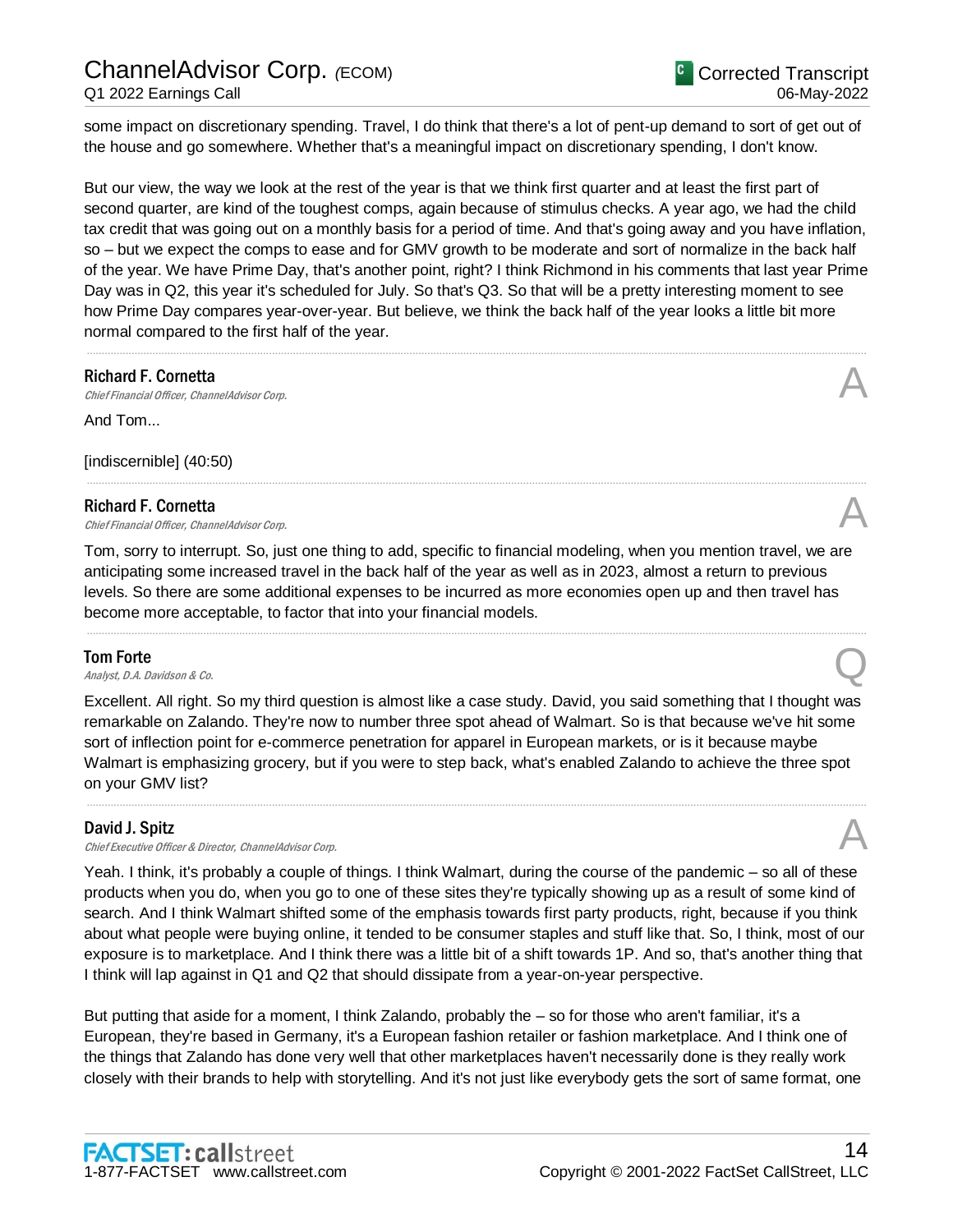some impact on discretionary spending. Travel, I do think that there's a lot of pent-up demand to sort of get out of the house and go somewhere. Whether that's a meaningful impact on discretionary spending, I don't know.

But our view, the way we look at the rest of the year is that we think first quarter and at least the first part of second quarter, are kind of the toughest comps, again because of stimulus checks. A year ago, we had the child tax credit that was going out on a monthly basis for a period of time. And that's going away and you have inflation, so – but we expect the comps to ease and for GMV growth to be moderate and sort of normalize in the back half of the year. We have Prime Day, that's another point, right? I think Richmond in his comments that last year Prime Day was in Q2, this year it's scheduled for July. So that's Q3. So that will be a pretty interesting moment to see how Prime Day compares year-over-year. But believe, we think the back half of the year looks a little bit more normal compared to the first half of the year.

---

**Richard F. Cornetta**
*Chief Financial Officer, ChannelAdvisor Corp.* **A**

And Tom...

[indiscernible] (40:50)

---

**Richard F. Cornetta**
*Chief Financial Officer, ChannelAdvisor Corp.* **A**

Tom, sorry to interrupt. So, just one thing to add, specific to financial modeling, when you mention travel, we are anticipating some increased travel in the back half of the year as well as in 2023, almost a return to previous levels. So there are some additional expenses to be incurred as more economies open up and then travel has become more acceptable, to factor that into your financial models.

---

**Tom Forte**
*Analyst, D.A. Davidson & Co.* **Q**

Excellent. All right. So my third question is almost like a case study. David, you said something that I thought was remarkable on Zalando. They're now to number three spot ahead of Walmart. So is that because we've hit some sort of inflection point for e-commerce penetration for apparel in European markets, or is it because maybe Walmart is emphasizing grocery, but if you were to step back, what's enabled Zalando to achieve the three spot on your GMV list?

---

**David J. Spitz**
*Chief Executive Officer & Director, ChannelAdvisor Corp.* **A**

Yeah. I think, it's probably a couple of things. I think Walmart, during the course of the pandemic – so all of these products when you do, when you go to one of these sites they're typically showing up as a result of some kind of search. And I think Walmart shifted some of the emphasis towards first party products, right, because if you think about what people were buying online, it tended to be consumer staples and stuff like that. So, I think, most of our exposure is to marketplace. And I think there was a little bit of a shift towards 1P. And so, that's another thing that I think will lap against in Q1 and Q2 that should dissipate from a year-on-year perspective.

But putting that aside for a moment, I think Zalando, probably the – so for those who aren't familiar, it's a European, they're based in Germany, it's a European fashion retailer or fashion marketplace. And I think one of the things that Zalando has done very well that other marketplaces haven't necessarily done is they really work closely with their brands to help with storytelling. And it's not just like everybody gets the sort of same format, one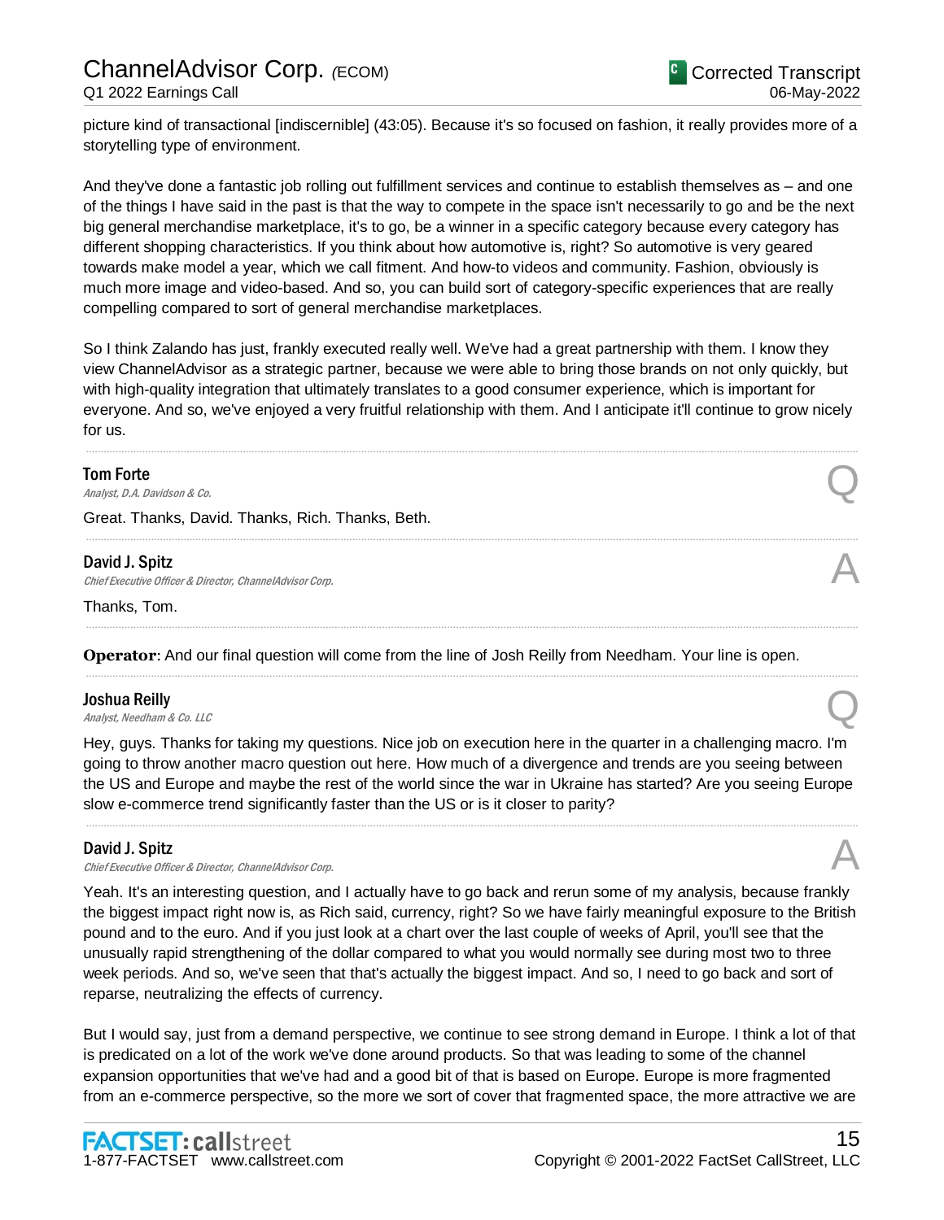picture kind of transactional [indiscernible] (43:05). Because it's so focused on fashion, it really provides more of a storytelling type of environment.

And they've done a fantastic job rolling out fulfillment services and continue to establish themselves as – and one of the things I have said in the past is that the way to compete in the space isn't necessarily to go and be the next big general merchandise marketplace, it's to go, be a winner in a specific category because every category has different shopping characteristics. If you think about how automotive is, right? So automotive is very geared towards make model a year, which we call fitment. And how-to videos and community. Fashion, obviously is much more image and video-based. And so, you can build sort of category-specific experiences that are really compelling compared to sort of general merchandise marketplaces.

So I think Zalando has just, frankly executed really well. We've had a great partnership with them. I know they view ChannelAdvisor as a strategic partner, because we were able to bring those brands on not only quickly, but with high-quality integration that ultimately translates to a good consumer experience, which is important for everyone. And so, we've enjoyed a very fruitful relationship with them. And I anticipate it'll continue to grow nicely for us.

---

**Tom Forte**
*Analyst, D.A. Davidson & Co.* **Q**

Great. Thanks, David. Thanks, Rich. Thanks, Beth.

---

**David J. Spitz**
*Chief Executive Officer & Director, ChannelAdvisor Corp.* **A**

Thanks, Tom.

---

**Operator**: And our final question will come from the line of Josh Reilly from Needham. Your line is open.

---

**Joshua Reilly**
*Analyst, Needham & Co. LLC* **Q**

Hey, guys. Thanks for taking my questions. Nice job on execution here in the quarter in a challenging macro. I'm going to throw another macro question out here. How much of a divergence and trends are you seeing between the US and Europe and maybe the rest of the world since the war in Ukraine has started? Are you seeing Europe slow e-commerce trend significantly faster than the US or is it closer to parity?

---

**David J. Spitz**
*Chief Executive Officer & Director, ChannelAdvisor Corp.* **A**

Yeah. It's an interesting question, and I actually have to go back and rerun some of my analysis, because frankly the biggest impact right now is, as Rich said, currency, right? So we have fairly meaningful exposure to the British pound and to the euro. And if you just look at a chart over the last couple of weeks of April, you'll see that the unusually rapid strengthening of the dollar compared to what you would normally see during most two to three week periods. And so, we've seen that that's actually the biggest impact. And so, I need to go back and sort of reparse, neutralizing the effects of currency.

But I would say, just from a demand perspective, we continue to see strong demand in Europe. I think a lot of that is predicated on a lot of the work we've done around products. So that was leading to some of the channel expansion opportunities that we've had and a good bit of that is based on Europe. Europe is more fragmented from an e-commerce perspective, so the more we sort of cover that fragmented space, the more attractive we are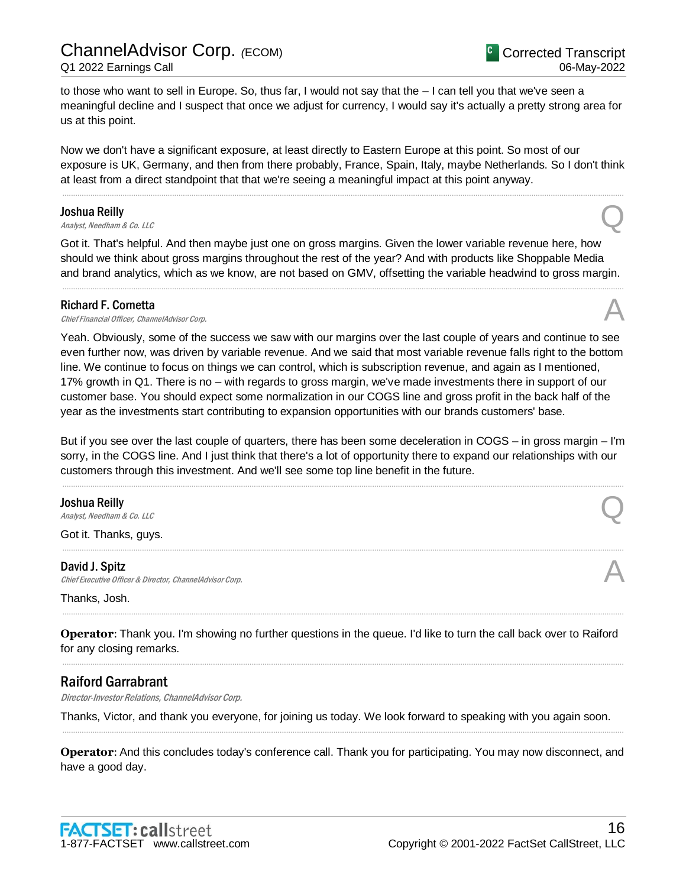to those who want to sell in Europe. So, thus far, I would not say that the – I can tell you that we've seen a meaningful decline and I suspect that once we adjust for currency, I would say it's actually a pretty strong area for us at this point.

Now we don't have a significant exposure, at least directly to Eastern Europe at this point. So most of our exposure is UK, Germany, and then from there probably, France, Spain, Italy, maybe Netherlands. So I don't think at least from a direct standpoint that that we're seeing a meaningful impact at this point anyway.

---

**Joshua Reilly**
*Analyst, Needham & Co. LLC* **Q**

Got it. That's helpful. And then maybe just one on gross margins. Given the lower variable revenue here, how should we think about gross margins throughout the rest of the year? And with products like Shoppable Media and brand analytics, which as we know, are not based on GMV, offsetting the variable headwind to gross margin.

---

**Richard F. Cornetta**
*Chief Financial Officer, ChannelAdvisor Corp.* **A**

Yeah. Obviously, some of the success we saw with our margins over the last couple of years and continue to see even further now, was driven by variable revenue. And we said that most variable revenue falls right to the bottom line. We continue to focus on things we can control, which is subscription revenue, and again as I mentioned, 17% growth in Q1. There is no – with regards to gross margin, we've made investments there in support of our customer base. You should expect some normalization in our COGS line and gross profit in the back half of the year as the investments start contributing to expansion opportunities with our brands customers' base.

But if you see over the last couple of quarters, there has been some deceleration in COGS – in gross margin – I'm sorry, in the COGS line. And I just think that there's a lot of opportunity there to expand our relationships with our customers through this investment. And we'll see some top line benefit in the future.

---

**Joshua Reilly**
*Analyst, Needham & Co. LLC* **Q**

Got it. Thanks, guys.

---

**David J. Spitz**
*Chief Executive Officer & Director, ChannelAdvisor Corp.* **A**

Thanks, Josh.

---

**Operator**: Thank you. I'm showing no further questions in the queue. I'd like to turn the call back over to Raiford for any closing remarks.

---

## Raiford Garrabrant

*Director-Investor Relations, ChannelAdvisor Corp.*

Thanks, Victor, and thank you everyone, for joining us today. We look forward to speaking with you again soon.

---

**Operator**: And this concludes today's conference call. Thank you for participating. You may now disconnect, and have a good day.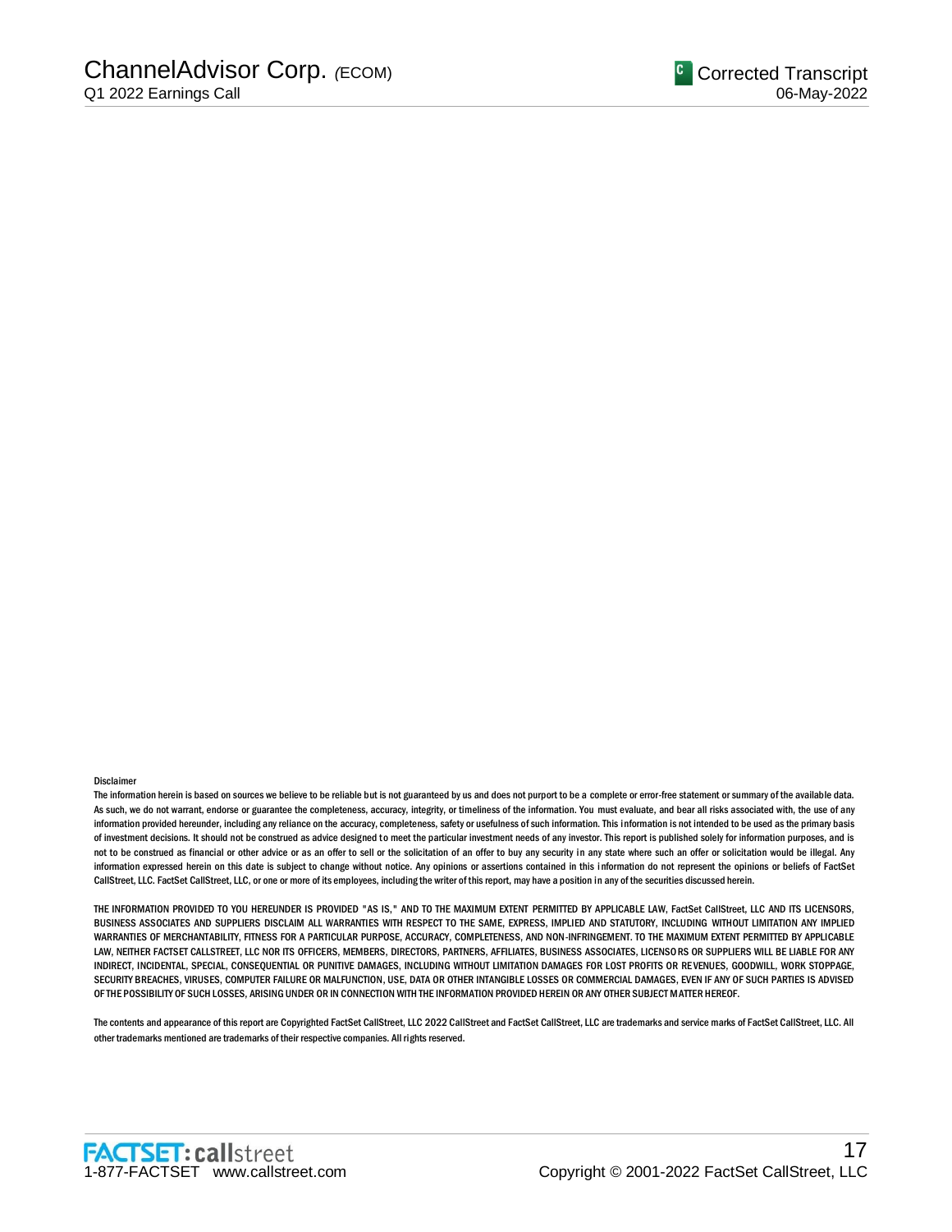Disclaimer

The information herein is based on sources we believe to be reliable but is not guaranteed by us and does not purport to be a complete or error-free statement or summary of the available data. As such, we do not warrant, endorse or guarantee the completeness, accuracy, integrity, or timeliness of the information. You must evaluate, and bear all risks associated with, the use of any information provided hereunder, including any reliance on the accuracy, completeness, safety or usefulness of such information. This information is not intended to be used as the primary basis of investment decisions. It should not be construed as advice designed to meet the particular investment needs of any investor. This report is published solely for information purposes, and is not to be construed as financial or other advice or as an offer to sell or the solicitation of an offer to buy any security in any state where such an offer or solicitation would be illegal. Any information expressed herein on this date is subject to change without notice. Any opinions or assertions contained in this information do not represent the opinions or beliefs of FactSet CallStreet, LLC. FactSet CallStreet, LLC, or one or more of its employees, including the writer of this report, may have a position in any of the securities discussed herein.

THE INFORMATION PROVIDED TO YOU HEREUNDER IS PROVIDED "AS IS," AND TO THE MAXIMUM EXTENT PERMITTED BY APPLICABLE LAW, FactSet CallStreet, LLC AND ITS LICENSORS, BUSINESS ASSOCIATES AND SUPPLIERS DISCLAIM ALL WARRANTIES WITH RESPECT TO THE SAME, EXPRESS, IMPLIED AND STATUTORY, INCLUDING WITHOUT LIMITATION ANY IMPLIED WARRANTIES OF MERCHANTABILITY, FITNESS FOR A PARTICULAR PURPOSE, ACCURACY, COMPLETENESS, AND NON-INFRINGEMENT. TO THE MAXIMUM EXTENT PERMITTED BY APPLICABLE LAW, NEITHER FACTSET CALLSTREET, LLC NOR ITS OFFICERS, MEMBERS, DIRECTORS, PARTNERS, AFFILIATES, BUSINESS ASSOCIATES, LICENSORS OR SUPPLIERS WILL BE LIABLE FOR ANY INDIRECT, INCIDENTAL, SPECIAL, CONSEQUENTIAL OR PUNITIVE DAMAGES, INCLUDING WITHOUT LIMITATION DAMAGES FOR LOST PROFITS OR REVENUES, GOODWILL, WORK STOPPAGE, SECURITY BREACHES, VIRUSES, COMPUTER FAILURE OR MALFUNCTION, USE, DATA OR OTHER INTANGIBLE LOSSES OR COMMERCIAL DAMAGES, EVEN IF ANY OF SUCH PARTIES IS ADVISED OF THE POSSIBILITY OF SUCH LOSSES, ARISING UNDER OR IN CONNECTION WITH THE INFORMATION PROVIDED HEREIN OR ANY OTHER SUBJECT MATTER HEREOF.

The contents and appearance of this report are Copyrighted FactSet CallStreet, LLC 2022 CallStreet and FactSet CallStreet, LLC are trademarks and service marks of FactSet CallStreet, LLC. All other trademarks mentioned are trademarks of their respective companies. All rights reserved.